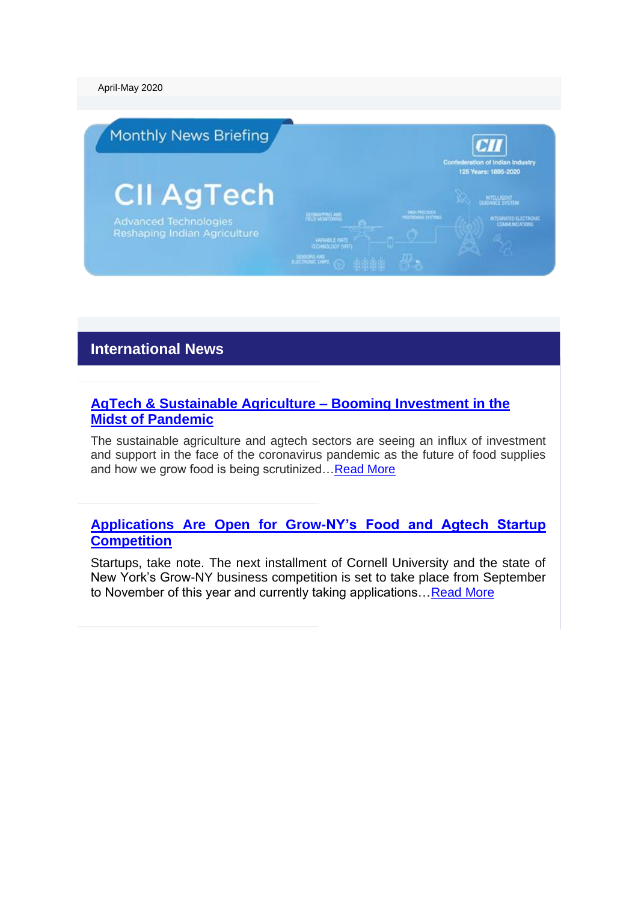April-May 2020

Monthly News Briefing

CII AgTech

Advanced Technologies Reshaping Indian Agriculture

CII Confederation of Indian Industry 125 Years: 1895-2020

## International News

### AgTech & Sustainable Agriculture – Booming Investment in the Midst of Pandemic

The sustainable agriculture and agtech sectors are seeing an influx of investment and support in the face of the coronavirus pandemic as the future of food supplies and how we grow food is being scrutinized…Read More

### Applications Are Open for Grow-NY's Food and Agtech Startup Competition

Startups, take note. The next installment of Cornell University and the state of New York's Grow-NY business competition is set to take place from September to November of this year and currently taking applications…Read More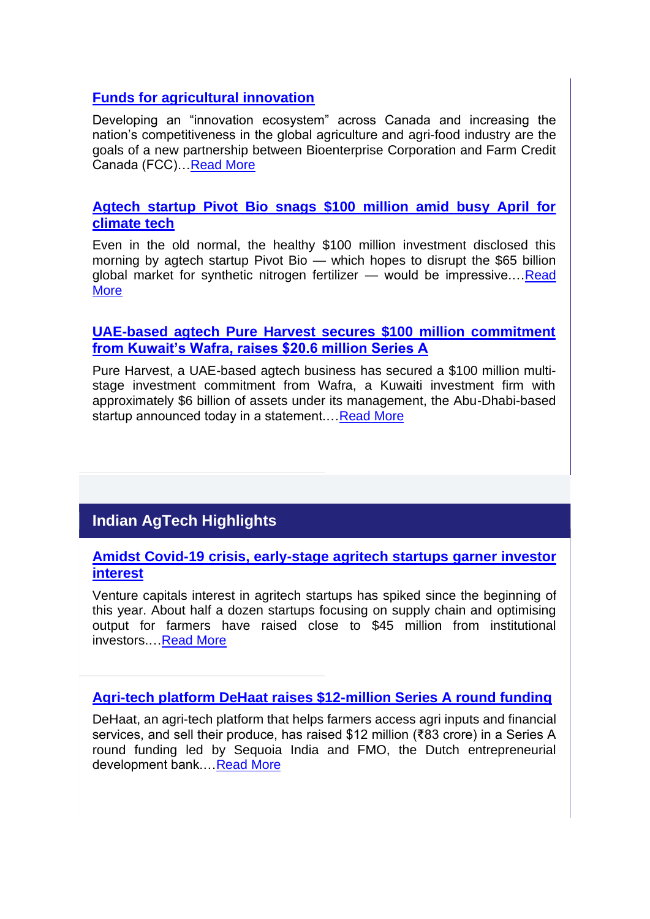### Funds for agricultural innovation

Developing an “innovation ecosystem” across Canada and increasing the nation’s competitiveness in the global agriculture and agri-food industry are the goals of a new partnership between Bioenterprise Corporation and Farm Credit Canada (FCC)…Read More

### Agtech startup Pivot Bio snags $100 million amid busy April for climate tech

Even in the old normal, the healthy $100 million investment disclosed this morning by agtech startup Pivot Bio — which hopes to disrupt the $65 billion global market for synthetic nitrogen fertilizer — would be impressive.…Read More

### UAE-based agtech Pure Harvest secures $100 million commitment from Kuwait’s Wafra, raises $20.6 million Series A

Pure Harvest, a UAE-based agtech business has secured a $100 million multi-stage investment commitment from Wafra, a Kuwaiti investment firm with approximately $6 billion of assets under its management, the Abu-Dhabi-based startup announced today in a statement.…Read More

## Indian AgTech Highlights

### Amidst Covid-19 crisis, early-stage agritech startups garner investor interest

Venture capitals interest in agritech startups has spiked since the beginning of this year. About half a dozen startups focusing on supply chain and optimising output for farmers have raised close to $45 million from institutional investors.…Read More

### Agri-tech platform DeHaat raises $12-million Series A round funding

DeHaat, an agri-tech platform that helps farmers access agri inputs and financial services, and sell their produce, has raised $12 million (₹83 crore) in a Series A round funding led by Sequoia India and FMO, the Dutch entrepreneurial development bank.…Read More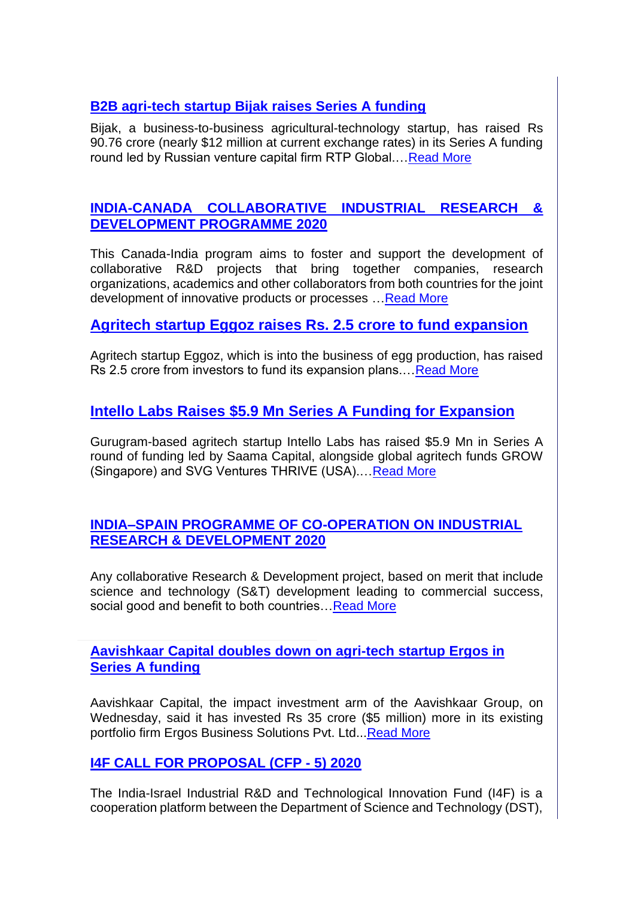### B2B agri-tech startup Bijak raises Series A funding

Bijak, a business-to-business agricultural-technology startup, has raised Rs 90.76 crore (nearly $12 million at current exchange rates) in its Series A funding round led by Russian venture capital firm RTP Global.…Read More

### INDIA-CANADA COLLABORATIVE INDUSTRIAL RESEARCH & DEVELOPMENT PROGRAMME 2020

This Canada-India program aims to foster and support the development of collaborative R&D projects that bring together companies, research organizations, academics and other collaborators from both countries for the joint development of innovative products or processes …Read More

### Agritech startup Eggoz raises Rs. 2.5 crore to fund expansion

Agritech startup Eggoz, which is into the business of egg production, has raised Rs 2.5 crore from investors to fund its expansion plans.…Read More

### Intello Labs Raises $5.9 Mn Series A Funding for Expansion

Gurugram-based agritech startup Intello Labs has raised $5.9 Mn in Series A round of funding led by Saama Capital, alongside global agritech funds GROW (Singapore) and SVG Ventures THRIVE (USA).…Read More

### INDIA–SPAIN PROGRAMME OF CO-OPERATION ON INDUSTRIAL RESEARCH & DEVELOPMENT 2020

Any collaborative Research & Development project, based on merit that include science and technology (S&T) development leading to commercial success, social good and benefit to both countries…Read More

### Aavishkaar Capital doubles down on agri-tech startup Ergos in Series A funding

Aavishkaar Capital, the impact investment arm of the Aavishkaar Group, on Wednesday, said it has invested Rs 35 crore ($5 million) more in its existing portfolio firm Ergos Business Solutions Pvt. Ltd...Read More

### I4F CALL FOR PROPOSAL (CFP - 5) 2020

The India-Israel Industrial R&D and Technological Innovation Fund (I4F) is a cooperation platform between the Department of Science and Technology (DST),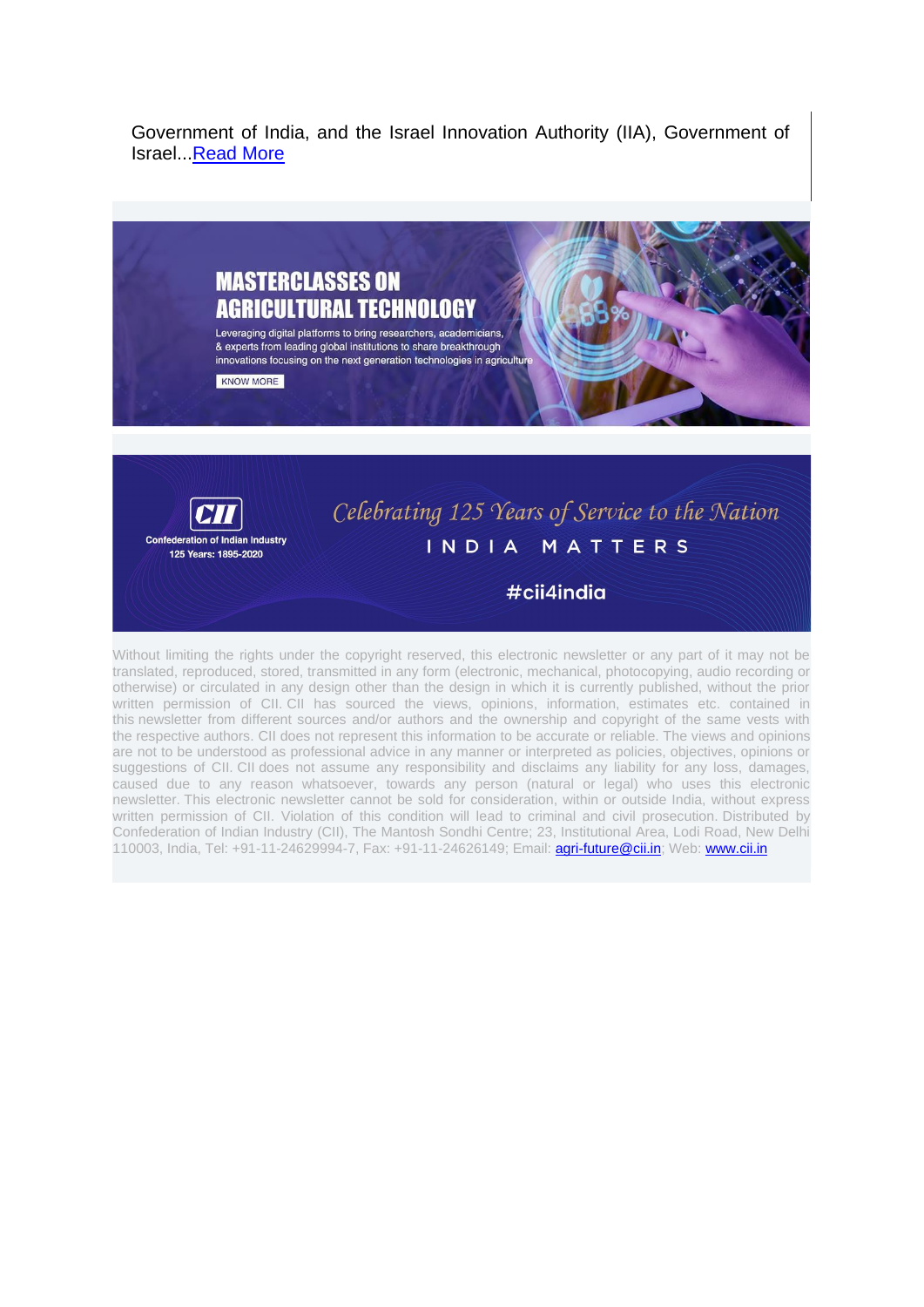Government of India, and the Israel Innovation Authority (IIA), Government of Israel...[Read More]

# MASTERCLASSES ON AGRICULTURAL TECHNOLOGY

Leveraging digital platforms to bring researchers, academicians, & experts from leading global institutions to share breakthrough innovations focusing on the next generation technologies in agriculture

KNOW MORE

CII

Confederation of Indian Industry
125 Years: 1895-2020

*Celebrating 125 Years of Service to the Nation*

INDIA MATTERS

#cii4india

Without limiting the rights under the copyright reserved, this electronic newsletter or any part of it may not be translated, reproduced, stored, transmitted in any form (electronic, mechanical, photocopying, audio recording or otherwise) or circulated in any design other than the design in which it is currently published, without the prior written permission of CII. CII has sourced the views, opinions, information, estimates etc. contained in this newsletter from different sources and/or authors and the ownership and copyright of the same vests with the respective authors. CII does not represent this information to be accurate or reliable. The views and opinions are not to be understood as professional advice in any manner or interpreted as policies, objectives, opinions or suggestions of CII. CII does not assume any responsibility and disclaims any liability for any loss, damages, caused due to any reason whatsoever, towards any person (natural or legal) who uses this electronic newsletter. This electronic newsletter cannot be sold for consideration, within or outside India, without express written permission of CII. Violation of this condition will lead to criminal and civil prosecution. Distributed by Confederation of Indian Industry (CII), The Mantosh Sondhi Centre; 23, Institutional Area, Lodi Road, New Delhi 110003, India, Tel: +91-11-24629994-7, Fax: +91-11-24626149; Email: agri-future@cii.in; Web: www.cii.in